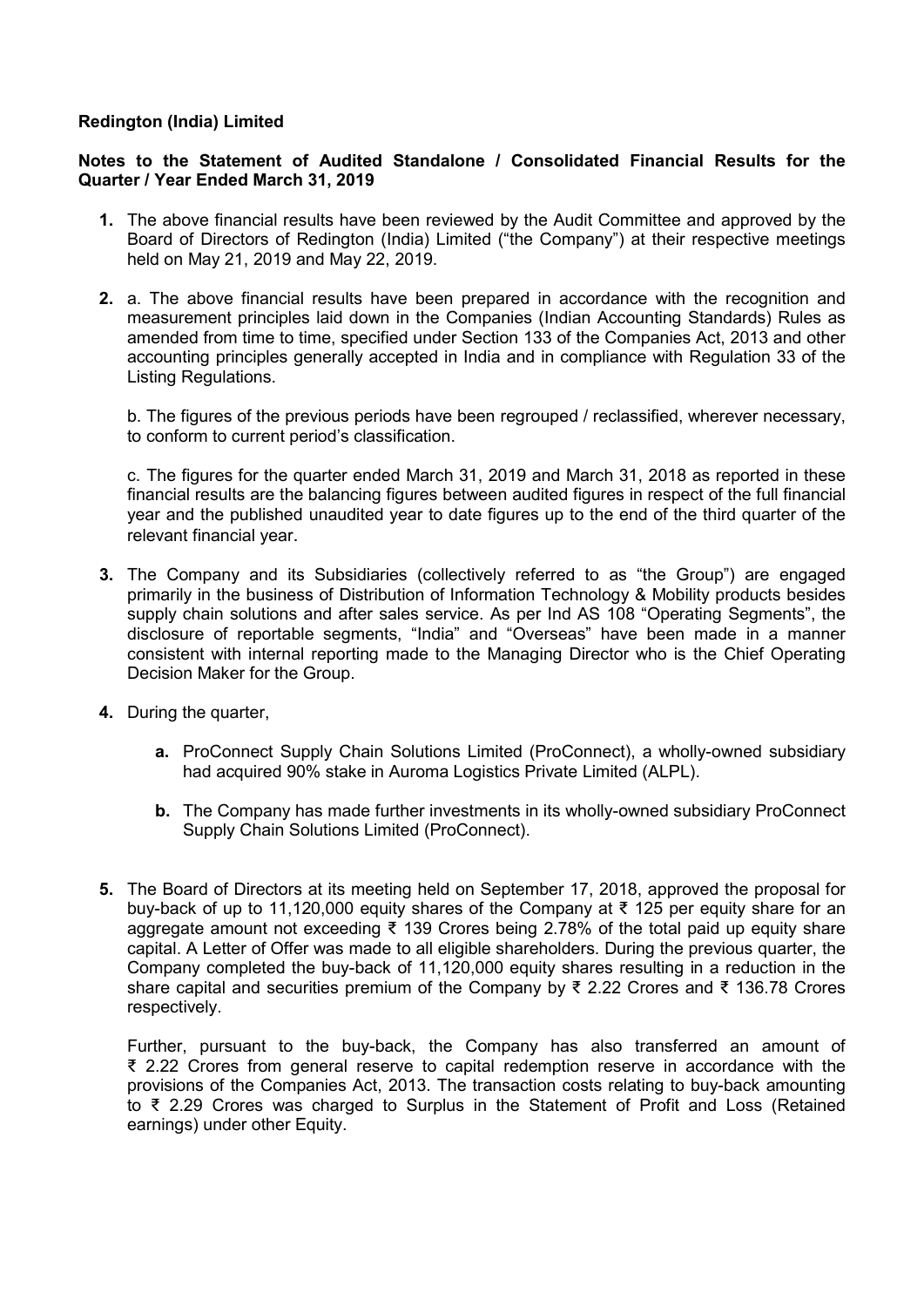**Redington (India) Limited**

**Notes to the Statement of Audited Standalone / Consolidated Financial Results for the Quarter / Year Ended March 31, 2019**

1. The above financial results have been reviewed by the Audit Committee and approved by the Board of Directors of Redington (India) Limited ("the Company") at their respective meetings held on May 21, 2019 and May 22, 2019.

2. a. The above financial results have been prepared in accordance with the recognition and measurement principles laid down in the Companies (Indian Accounting Standards) Rules as amended from time to time, specified under Section 133 of the Companies Act, 2013 and other accounting principles generally accepted in India and in compliance with Regulation 33 of the Listing Regulations.

   b. The figures of the previous periods have been regrouped / reclassified, wherever necessary, to conform to current period's classification.

   c. The figures for the quarter ended March 31, 2019 and March 31, 2018 as reported in these financial results are the balancing figures between audited figures in respect of the full financial year and the published unaudited year to date figures up to the end of the third quarter of the relevant financial year.

3. The Company and its Subsidiaries (collectively referred to as "the Group") are engaged primarily in the business of Distribution of Information Technology & Mobility products besides supply chain solutions and after sales service. As per Ind AS 108 "Operating Segments", the disclosure of reportable segments, "India" and "Overseas" have been made in a manner consistent with internal reporting made to the Managing Director who is the Chief Operating Decision Maker for the Group.

4. During the quarter,

   **a.** ProConnect Supply Chain Solutions Limited (ProConnect), a wholly-owned subsidiary had acquired 90% stake in Auroma Logistics Private Limited (ALPL).

   **b.** The Company has made further investments in its wholly-owned subsidiary ProConnect Supply Chain Solutions Limited (ProConnect).

5. The Board of Directors at its meeting held on September 17, 2018, approved the proposal for buy-back of up to 11,120,000 equity shares of the Company at ₹ 125 per equity share for an aggregate amount not exceeding ₹ 139 Crores being 2.78% of the total paid up equity share capital. A Letter of Offer was made to all eligible shareholders. During the previous quarter, the Company completed the buy-back of 11,120,000 equity shares resulting in a reduction in the share capital and securities premium of the Company by ₹ 2.22 Crores and ₹ 136.78 Crores respectively.

   Further, pursuant to the buy-back, the Company has also transferred an amount of ₹ 2.22 Crores from general reserve to capital redemption reserve in accordance with the provisions of the Companies Act, 2013. The transaction costs relating to buy-back amounting to ₹ 2.29 Crores was charged to Surplus in the Statement of Profit and Loss (Retained earnings) under other Equity.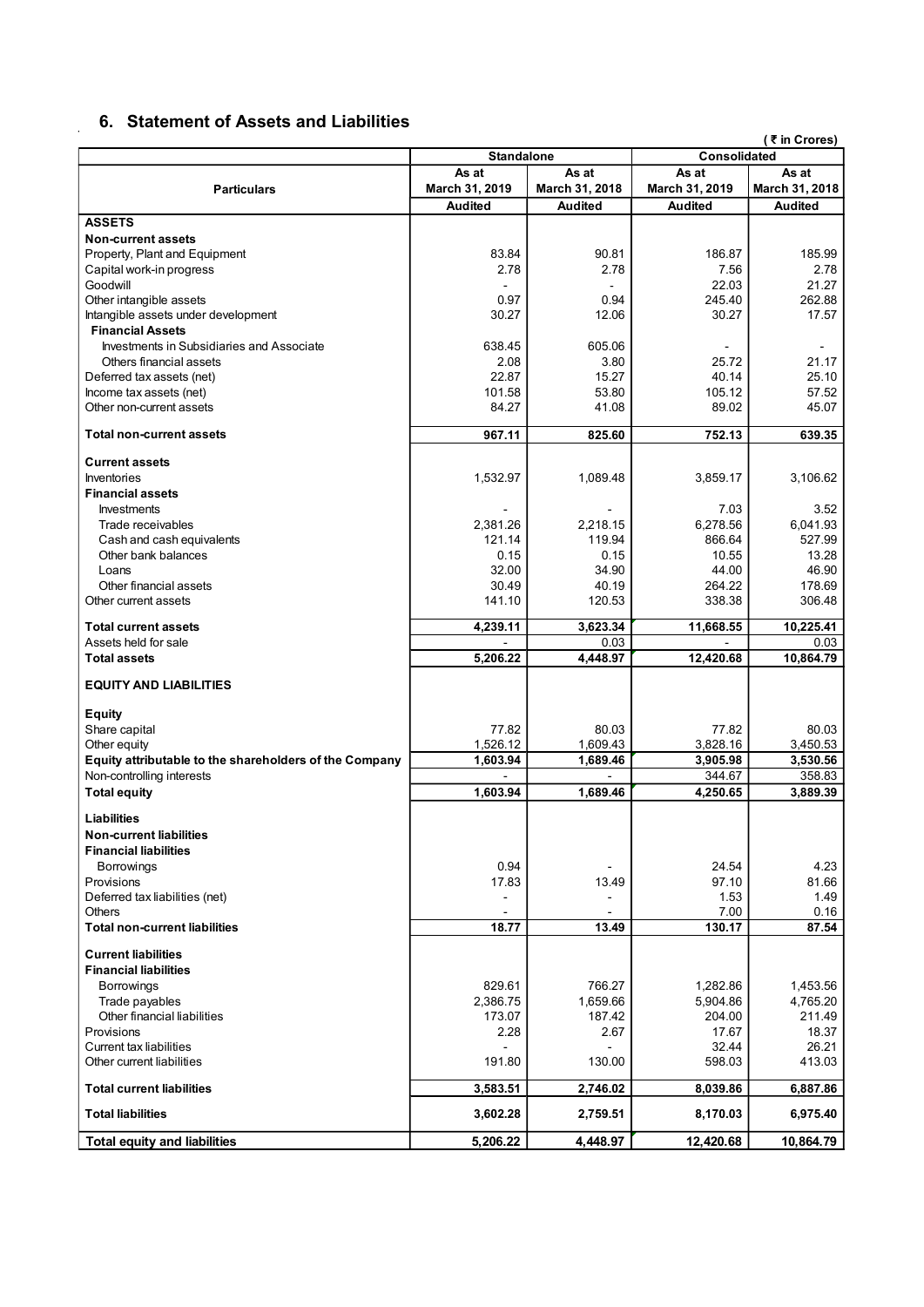## 6. Statement of Assets and Liabilities

(₹ in Crores)

| Particulars | Standalone | | Consolidated | |
|---|---|---|---|---|
| | As at March 31, 2019 | As at March 31, 2018 | As at March 31, 2019 | As at March 31, 2018 |
| | Audited | Audited | Audited | Audited |
| **ASSETS** | | | | |
| **Non-current assets** | | | | |
| Property, Plant and Equipment | 83.84 | 90.81 | 186.87 | 185.99 |
| Capital work-in progress | 2.78 | 2.78 | 7.56 | 2.78 |
| Goodwill | - | - | 22.03 | 21.27 |
| Other intangible assets | 0.97 | 0.94 | 245.40 | 262.88 |
| Intangible assets under development | 30.27 | 12.06 | 30.27 | 17.57 |
| **Financial Assets** | | | | |
| Investments in Subsidiaries and Associate | 638.45 | 605.06 | - | - |
| Others financial assets | 2.08 | 3.80 | 25.72 | 21.17 |
| Deferred tax assets (net) | 22.87 | 15.27 | 40.14 | 25.10 |
| Income tax assets (net) | 101.58 | 53.80 | 105.12 | 57.52 |
| Other non-current assets | 84.27 | 41.08 | 89.02 | 45.07 |
| **Total non-current assets** | **967.11** | **825.60** | **752.13** | **639.35** |
| **Current assets** | | | | |
| Inventories | 1,532.97 | 1,089.48 | 3,859.17 | 3,106.62 |
| **Financial assets** | | | | |
| Investments | - | - | 7.03 | 3.52 |
| Trade receivables | 2,381.26 | 2,218.15 | 6,278.56 | 6,041.93 |
| Cash and cash equivalents | 121.14 | 119.94 | 866.64 | 527.99 |
| Other bank balances | 0.15 | 0.15 | 10.55 | 13.28 |
| Loans | 32.00 | 34.90 | 44.00 | 46.90 |
| Other financial assets | 30.49 | 40.19 | 264.22 | 178.69 |
| Other current assets | 141.10 | 120.53 | 338.38 | 306.48 |
| **Total current assets** | **4,239.11** | **3,623.34** | **11,668.55** | **10,225.41** |
| Assets held for sale | - | 0.03 | - | 0.03 |
| **Total assets** | **5,206.22** | **4,448.97** | **12,420.68** | **10,864.79** |
| **EQUITY AND LIABILITIES** | | | | |
| **Equity** | | | | |
| Share capital | 77.82 | 80.03 | 77.82 | 80.03 |
| Other equity | 1,526.12 | 1,609.43 | 3,828.16 | 3,450.53 |
| **Equity attributable to the shareholders of the Company** | **1,603.94** | **1,689.46** | **3,905.98** | **3,530.56** |
| Non-controlling interests | - | - | 344.67 | 358.83 |
| **Total equity** | **1,603.94** | **1,689.46** | **4,250.65** | **3,889.39** |
| **Liabilities** | | | | |
| **Non-current liabilities** | | | | |
| **Financial liabilities** | | | | |
| Borrowings | 0.94 | - | 24.54 | 4.23 |
| Provisions | 17.83 | 13.49 | 97.10 | 81.66 |
| Deferred tax liabilities (net) | - | - | 1.53 | 1.49 |
| Others | - | - | 7.00 | 0.16 |
| **Total non-current liabilities** | **18.77** | **13.49** | **130.17** | **87.54** |
| **Current liabilities** | | | | |
| **Financial liabilities** | | | | |
| Borrowings | 829.61 | 766.27 | 1,282.86 | 1,453.56 |
| Trade payables | 2,386.75 | 1,659.66 | 5,904.86 | 4,765.20 |
| Other financial liabilities | 173.07 | 187.42 | 204.00 | 211.49 |
| Provisions | 2.28 | 2.67 | 17.67 | 18.37 |
| Current tax liabilities | - | - | 32.44 | 26.21 |
| Other current liabilities | 191.80 | 130.00 | 598.03 | 413.03 |
| **Total current liabilities** | **3,583.51** | **2,746.02** | **8,039.86** | **6,887.86** |
| **Total liabilities** | **3,602.28** | **2,759.51** | **8,170.03** | **6,975.40** |
| **Total equity and liabilities** | **5,206.22** | **4,448.97** | **12,420.68** | **10,864.79** |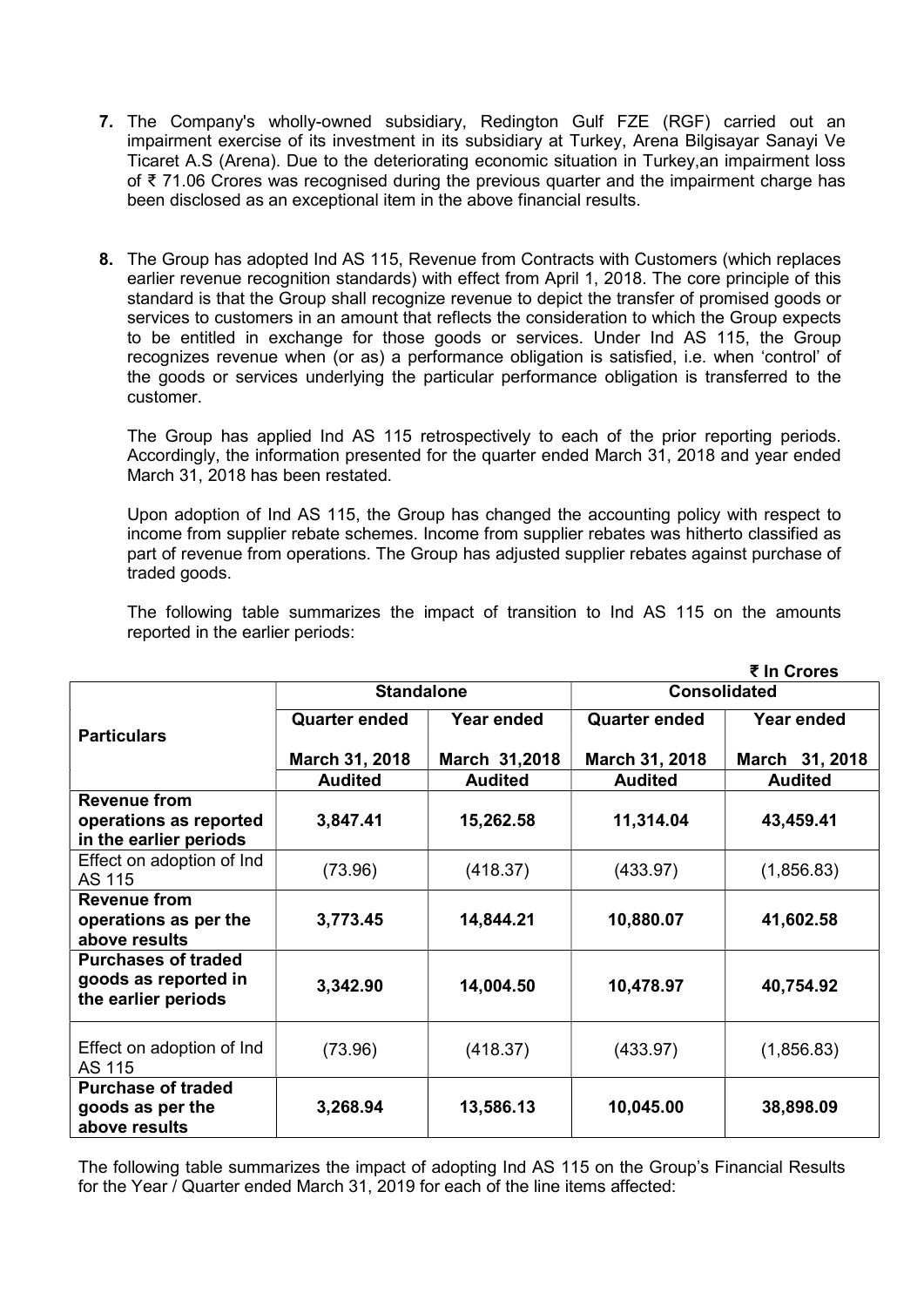7. The Company's wholly-owned subsidiary, Redington Gulf FZE (RGF) carried out an impairment exercise of its investment in its subsidiary at Turkey, Arena Bilgisayar Sanayi Ve Ticaret A.S (Arena). Due to the deteriorating economic situation in Turkey,an impairment loss of ₹ 71.06 Crores was recognised during the previous quarter and the impairment charge has been disclosed as an exceptional item in the above financial results.

8. The Group has adopted Ind AS 115, Revenue from Contracts with Customers (which replaces earlier revenue recognition standards) with effect from April 1, 2018. The core principle of this standard is that the Group shall recognize revenue to depict the transfer of promised goods or services to customers in an amount that reflects the consideration to which the Group expects to be entitled in exchange for those goods or services. Under Ind AS 115, the Group recognizes revenue when (or as) a performance obligation is satisfied, i.e. when 'control' of the goods or services underlying the particular performance obligation is transferred to the customer.

   The Group has applied Ind AS 115 retrospectively to each of the prior reporting periods. Accordingly, the information presented for the quarter ended March 31, 2018 and year ended March 31, 2018 has been restated.

   Upon adoption of Ind AS 115, the Group has changed the accounting policy with respect to income from supplier rebate schemes. Income from supplier rebates was hitherto classified as part of revenue from operations. The Group has adjusted supplier rebates against purchase of traded goods.

   The following table summarizes the impact of transition to Ind AS 115 on the amounts reported in the earlier periods:

**₹ In Crores**

| Particulars | Standalone | | Consolidated | |
|---|---|---|---|---|
| | Quarter ended March 31, 2018 | Year ended March 31,2018 | Quarter ended March 31, 2018 | Year ended March 31, 2018 |
| | Audited | Audited | Audited | Audited |
| **Revenue from operations as reported in the earlier periods** | **3,847.41** | **15,262.58** | **11,314.04** | **43,459.41** |
| Effect on adoption of Ind AS 115 | (73.96) | (418.37) | (433.97) | (1,856.83) |
| **Revenue from operations as per the above results** | **3,773.45** | **14,844.21** | **10,880.07** | **41,602.58** |
| **Purchases of traded goods as reported in the earlier periods** | **3,342.90** | **14,004.50** | **10,478.97** | **40,754.92** |
| Effect on adoption of Ind AS 115 | (73.96) | (418.37) | (433.97) | (1,856.83) |
| **Purchase of traded goods as per the above results** | **3,268.94** | **13,586.13** | **10,045.00** | **38,898.09** |

The following table summarizes the impact of adopting Ind AS 115 on the Group's Financial Results for the Year / Quarter ended March 31, 2019 for each of the line items affected: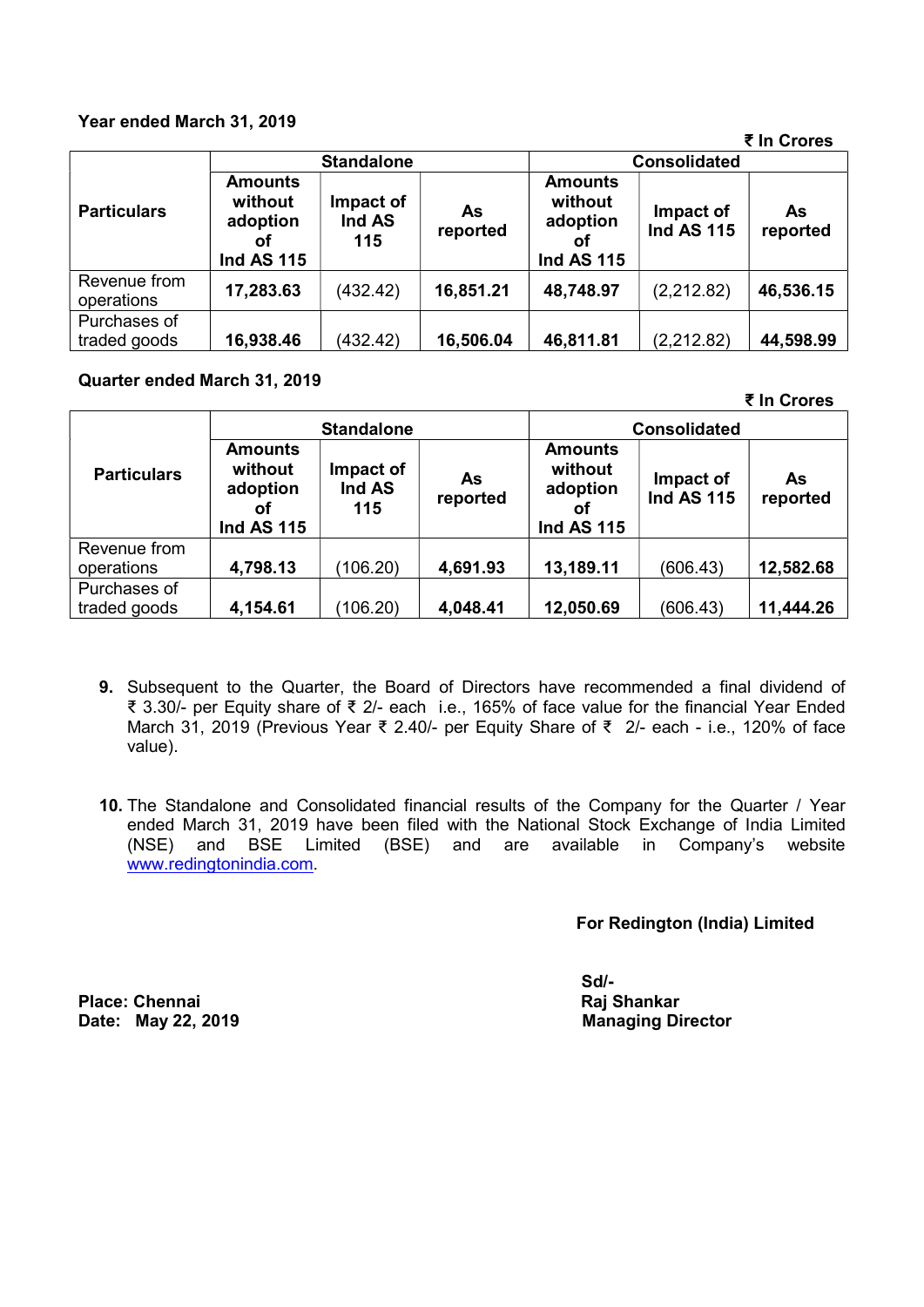**Year ended March 31, 2019**

₹ In Crores

| Particulars | Standalone | | | Consolidated | | |
|---|---|---|---|---|---|---|
| | Amounts without adoption of Ind AS 115 | Impact of Ind AS 115 | As reported | Amounts without adoption of Ind AS 115 | Impact of Ind AS 115 | As reported |
| Revenue from operations | **17,283.63** | (432.42) | **16,851.21** | **48,748.97** | (2,212.82) | **46,536.15** |
| Purchases of traded goods | **16,938.46** | (432.42) | **16,506.04** | **46,811.81** | (2,212.82) | **44,598.99** |

**Quarter ended March 31, 2019**

₹ In Crores

| Particulars | Standalone | | | Consolidated | | |
|---|---|---|---|---|---|---|
| | Amounts without adoption of Ind AS 115 | Impact of Ind AS 115 | As reported | Amounts without adoption of Ind AS 115 | Impact of Ind AS 115 | As reported |
| Revenue from operations | **4,798.13** | (106.20) | **4,691.93** | **13,189.11** | (606.43) | **12,582.68** |
| Purchases of traded goods | **4,154.61** | (106.20) | **4,048.41** | **12,050.69** | (606.43) | **11,444.26** |

9. Subsequent to the Quarter, the Board of Directors have recommended a final dividend of ₹ 3.30/- per Equity share of ₹ 2/- each i.e., 165% of face value for the financial Year Ended March 31, 2019 (Previous Year ₹ 2.40/- per Equity Share of ₹ 2/- each - i.e., 120% of face value).

10. The Standalone and Consolidated financial results of the Company for the Quarter / Year ended March 31, 2019 have been filed with the National Stock Exchange of India Limited (NSE) and BSE Limited (BSE) and are available in Company's website www.redingtonindia.com.

**For Redington (India) Limited**

**Sd/-**
**Raj Shankar**
**Managing Director**

**Place: Chennai**
**Date: May 22, 2019**